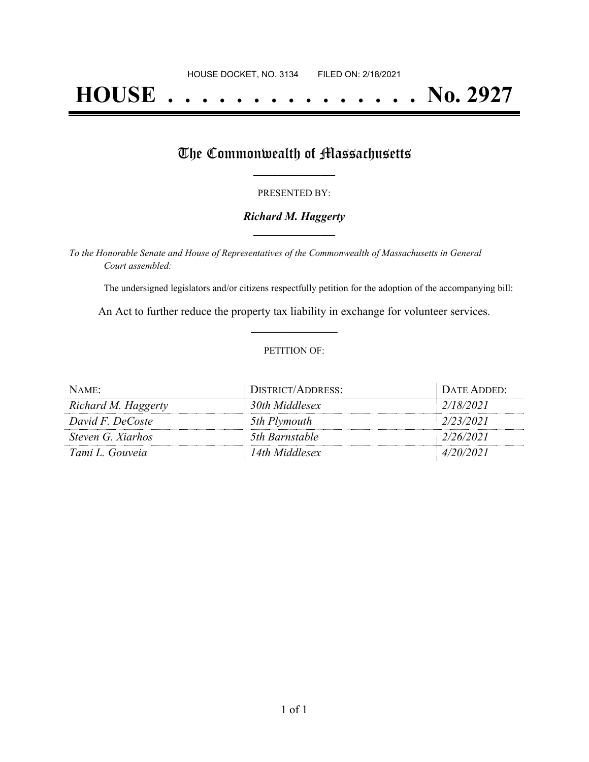HOUSE DOCKET, NO. 3134 FILED ON: 2/18/2021

# HOUSE . . . . . . . . . . . . . . . No. 2927

## The Commonwealth of Massachusetts

PRESENTED BY:

***Richard M. Haggerty***

*To the Honorable Senate and House of Representatives of the Commonwealth of Massachusetts in General Court assembled:*

The undersigned legislators and/or citizens respectfully petition for the adoption of the accompanying bill:

An Act to further reduce the property tax liability in exchange for volunteer services.

PETITION OF:

| NAME: | DISTRICT/ADDRESS: | DATE ADDED: |
|---|---|---|
| *Richard M. Haggerty* | *30th Middlesex* | *2/18/2021* |
| *David F. DeCoste* | *5th Plymouth* | *2/23/2021* |
| *Steven G. Xiarhos* | *5th Barnstable* | *2/26/2021* |
| *Tami L. Gouveia* | *14th Middlesex* | *4/20/2021* |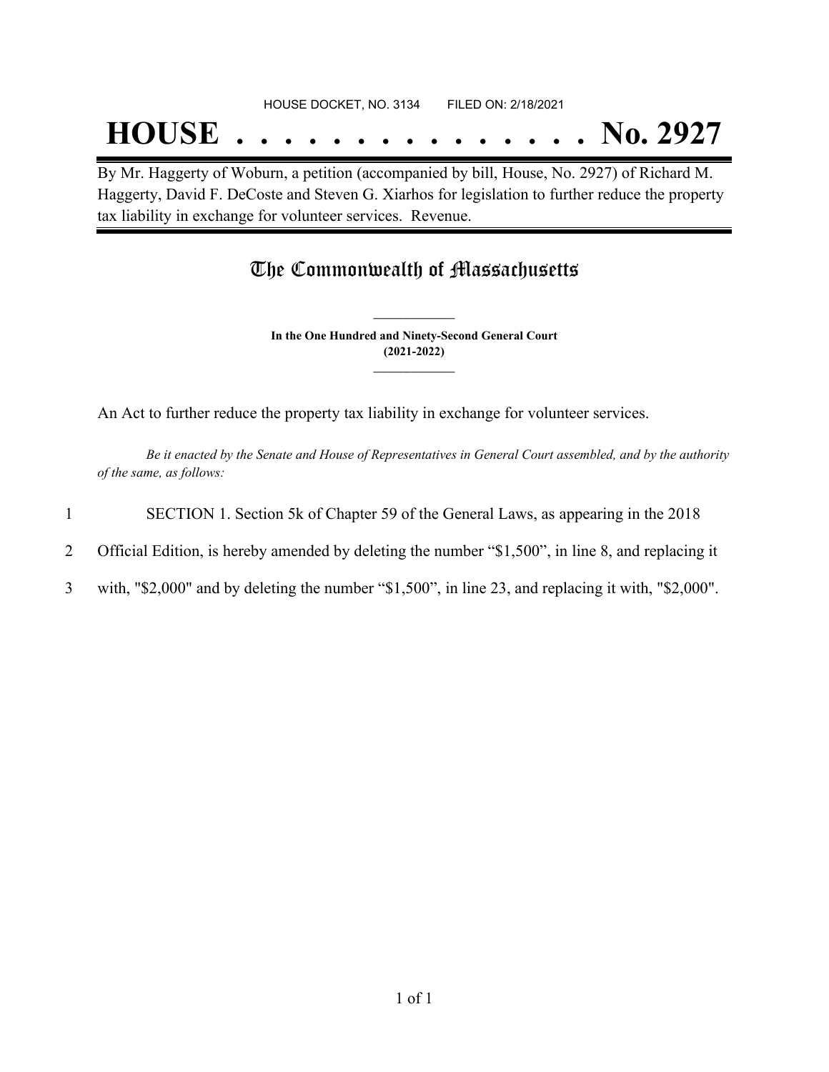HOUSE DOCKET, NO. 3134 FILED ON: 2/18/2021

# HOUSE . . . . . . . . . . . . . . . No. 2927

By Mr. Haggerty of Woburn, a petition (accompanied by bill, House, No. 2927) of Richard M. Haggerty, David F. DeCoste and Steven G. Xiarhos for legislation to further reduce the property tax liability in exchange for volunteer services. Revenue.

## The Commonwealth of Massachusetts

**In the One Hundred and Ninety-Second General Court**
**(2021-2022)**

An Act to further reduce the property tax liability in exchange for volunteer services.

*Be it enacted by the Senate and House of Representatives in General Court assembled, and by the authority of the same, as follows:*

1 SECTION 1. Section 5k of Chapter 59 of the General Laws, as appearing in the 2018
2 Official Edition, is hereby amended by deleting the number “$1,500”, in line 8, and replacing it
3 with, "$2,000" and by deleting the number “$1,500”, in line 23, and replacing it with, "$2,000".